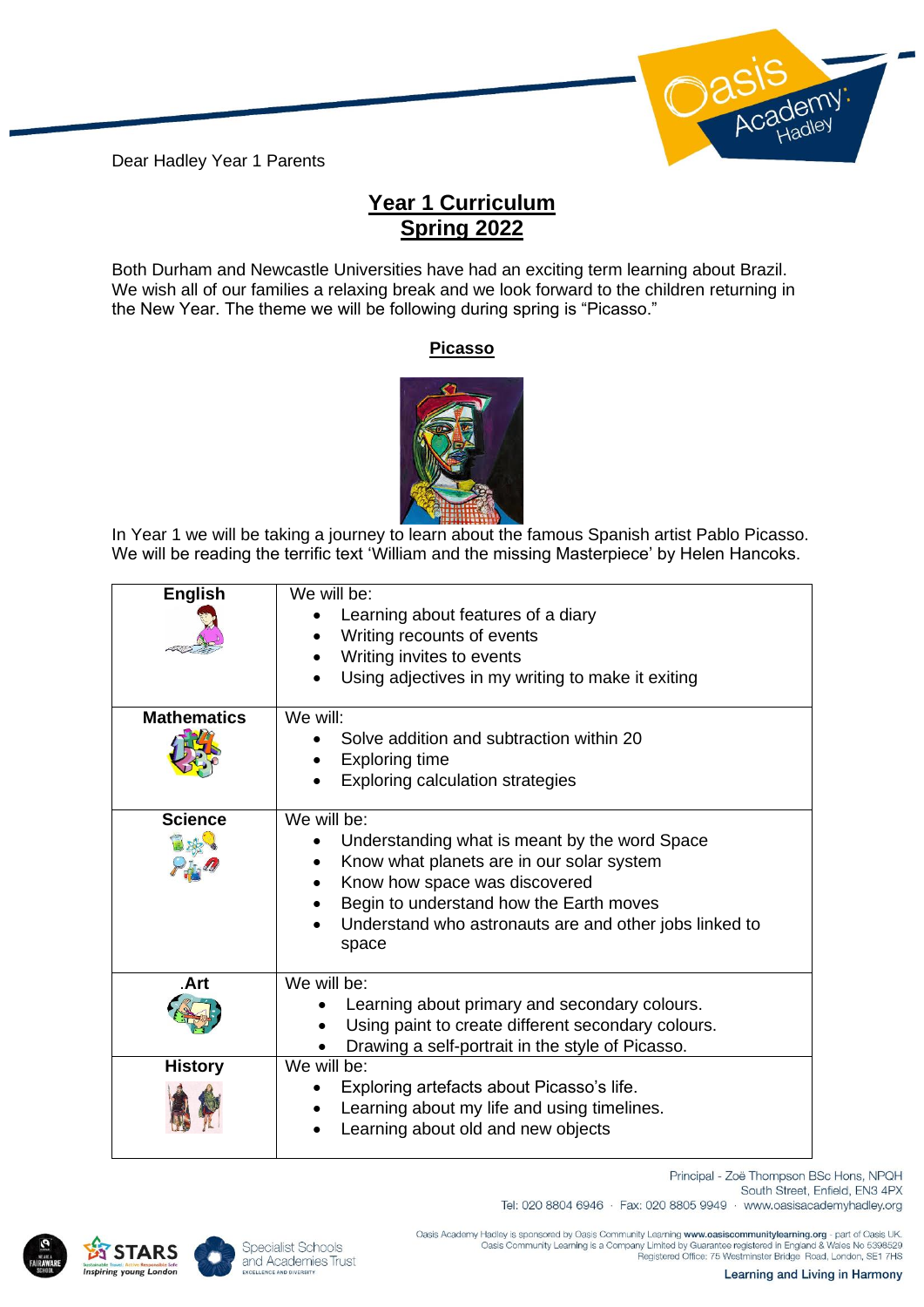Dear Hadley Year 1 Parents

# Year 1 Curriculum
## Spring 2022

Both Durham and Newcastle Universities have had an exciting term learning about Brazil. We wish all of our families a relaxing break and we look forward to the children returning in the New Year. The theme we will be following during spring is "Picasso."

### Picasso

In Year 1 we will be taking a journey to learn about the famous Spanish artist Pablo Picasso. We will be reading the terrific text 'William and the missing Masterpiece' by Helen Hancoks.

| Subject | Content |
| --- | --- |
| **English** | We will be:<br>• Learning about features of a diary<br>• Writing recounts of events<br>• Writing invites to events<br>• Using adjectives in my writing to make it exiting |
| **Mathematics** | We will:<br>• Solve addition and subtraction within 20<br>• Exploring time<br>• Exploring calculation strategies |
| **Science** | We will be:<br>• Understanding what is meant by the word Space<br>• Know what planets are in our solar system<br>• Know how space was discovered<br>• Begin to understand how the Earth moves<br>• Understand who astronauts are and other jobs linked to space |
| **.Art** | We will be:<br>• Learning about primary and secondary colours.<br>• Using paint to create different secondary colours.<br>• Drawing a self-portrait in the style of Picasso. |
| **History** | We will be:<br>• Exploring artefacts about Picasso's life.<br>• Learning about my life and using timelines.<br>• Learning about old and new objects |

Principal - Zoë Thompson BSc Hons, NPQH
South Street, Enfield, EN3 4PX
Tel: 020 8804 6946 · Fax: 020 8805 9949 · www.oasisacademyhadley.org

Oasis Academy Hadley is sponsored by Oasis Community Learning www.oasiscommunitylearning.org - part of Oasis UK.
Oasis Community Learning is a Company Limited by Guarantee registered in England & Wales No 5398529
Registered Office: 75 Westminster Bridge Road, London, SE1 7HS

Learning and Living in Harmony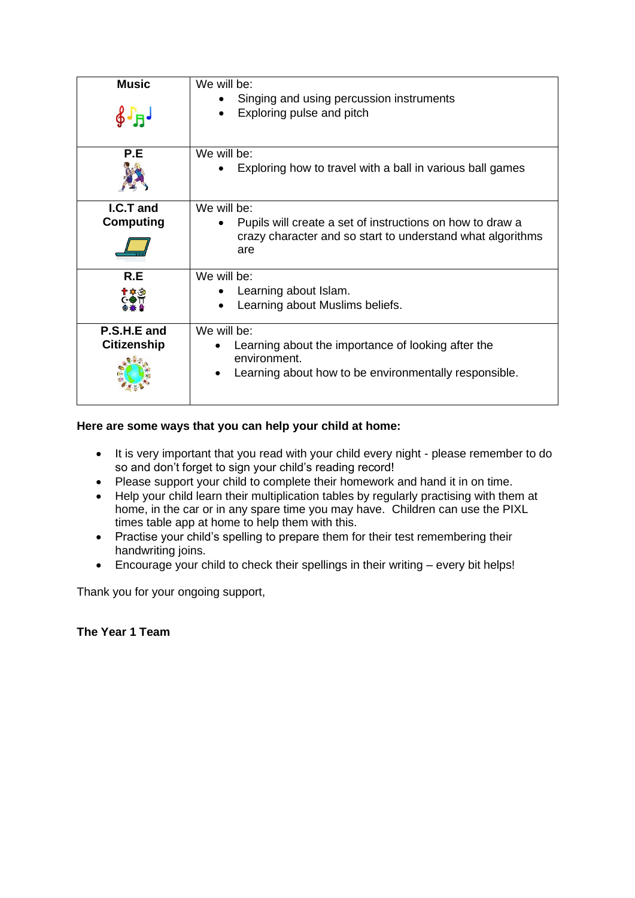| | |
|---|---|
| **Music** | We will be:<br>• Singing and using percussion instruments<br>• Exploring pulse and pitch |
| **P.E** | We will be:<br>• Exploring how to travel with a ball in various ball games |
| **I.C.T and Computing** | We will be:<br>• Pupils will create a set of instructions on how to draw a crazy character and so start to understand what algorithms are |
| **R.E** | We will be:<br>• Learning about Islam.<br>• Learning about Muslims beliefs. |
| **P.S.H.E and Citizenship** | We will be:<br>• Learning about the importance of looking after the environment.<br>• Learning about how to be environmentally responsible. |

**Here are some ways that you can help your child at home:**

- It is very important that you read with your child every night - please remember to do so and don't forget to sign your child's reading record!
- Please support your child to complete their homework and hand it in on time.
- Help your child learn their multiplication tables by regularly practising with them at home, in the car or in any spare time you may have. Children can use the PIXL times table app at home to help them with this.
- Practise your child's spelling to prepare them for their test remembering their handwriting joins.
- Encourage your child to check their spellings in their writing – every bit helps!

Thank you for your ongoing support,

**The Year 1 Team**